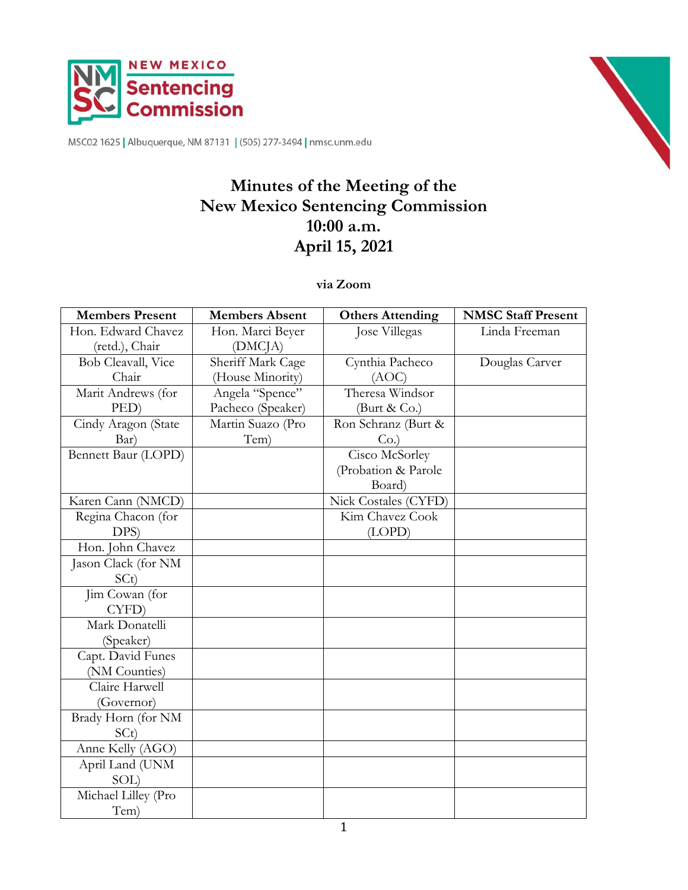NEW MEXICO Sentencing Commission

MSC02 1625 | Albuquerque, NM 87131 | (505) 277-3494 | nmsc.unm.edu

# Minutes of the Meeting of the New Mexico Sentencing Commission 10:00 a.m. April 15, 2021

**via Zoom**

| Members Present | Members Absent | Others Attending | NMSC Staff Present |
|---|---|---|---|
| Hon. Edward Chavez (retd.), Chair | Hon. Marci Beyer (DMCJA) | Jose Villegas | Linda Freeman |
| Bob Cleavall, Vice Chair | Sheriff Mark Cage (House Minority) | Cynthia Pacheco (AOC) | Douglas Carver |
| Marit Andrews (for PED) | Angela "Spence" Pacheco (Speaker) | Theresa Windsor (Burt & Co.) | |
| Cindy Aragon (State Bar) | Martin Suazo (Pro Tem) | Ron Schranz (Burt & Co.) | |
| Bennett Baur (LOPD) | | Cisco McSorley (Probation & Parole Board) | |
| Karen Cann (NMCD) | | Nick Costales (CYFD) | |
| Regina Chacon (for DPS) | | Kim Chavez Cook (LOPD) | |
| Hon. John Chavez | | | |
| Jason Clack (for NM SCt) | | | |
| Jim Cowan (for CYFD) | | | |
| Mark Donatelli (Speaker) | | | |
| Capt. David Funes (NM Counties) | | | |
| Claire Harwell (Governor) | | | |
| Brady Horn (for NM SCt) | | | |
| Anne Kelly (AGO) | | | |
| April Land (UNM SOL) | | | |
| Michael Lilley (Pro Tem) | | | |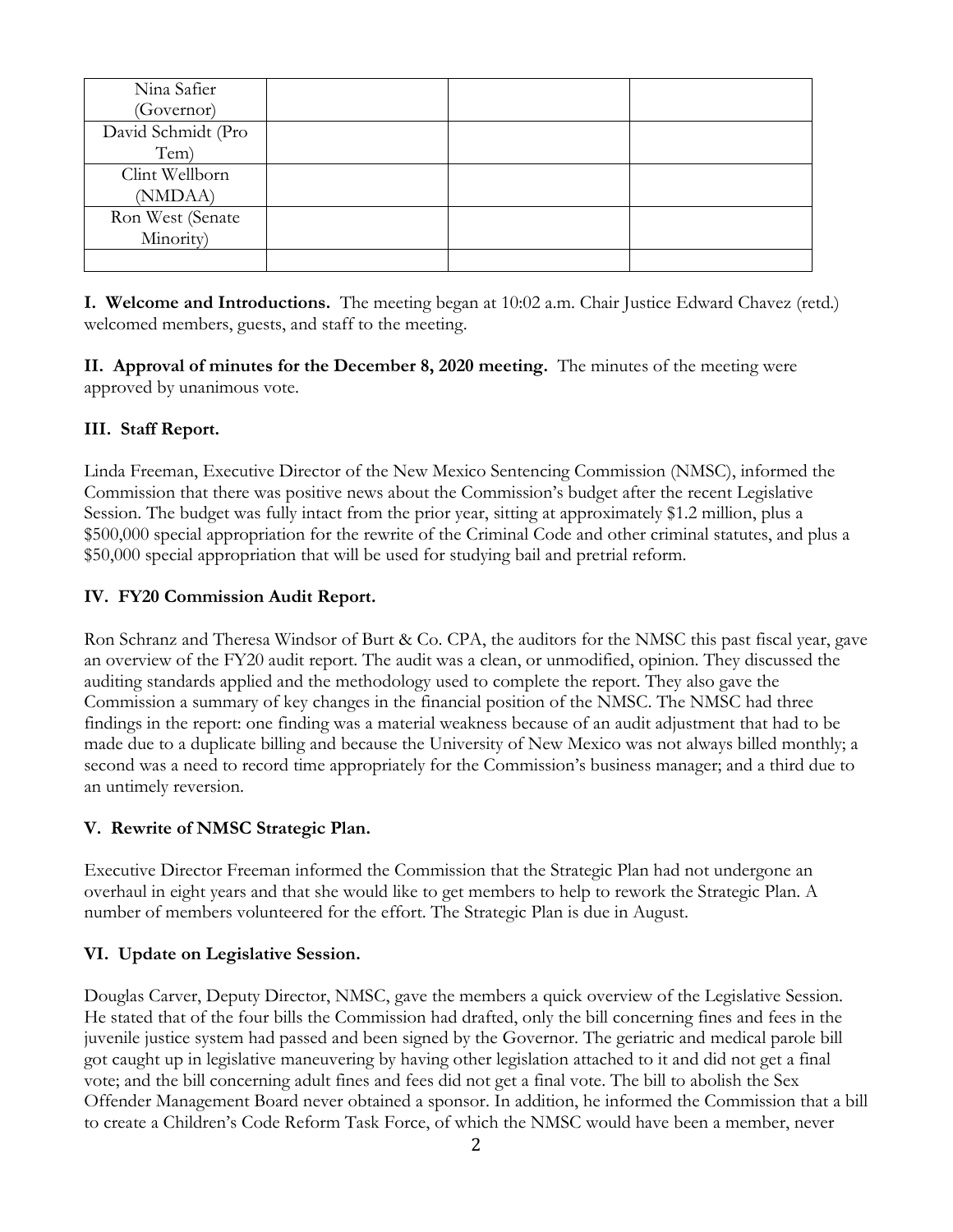| | | | |
|---|---|---|---|
| Nina Safier (Governor) | | | |
| David Schmidt (Pro Tem) | | | |
| Clint Wellborn (NMDAA) | | | |
| Ron West (Senate Minority) | | | |
| | | | |

**I. Welcome and Introductions.** The meeting began at 10:02 a.m. Chair Justice Edward Chavez (retd.) welcomed members, guests, and staff to the meeting.

**II. Approval of minutes for the December 8, 2020 meeting.** The minutes of the meeting were approved by unanimous vote.

**III. Staff Report.**

Linda Freeman, Executive Director of the New Mexico Sentencing Commission (NMSC), informed the Commission that there was positive news about the Commission's budget after the recent Legislative Session. The budget was fully intact from the prior year, sitting at approximately $1.2 million, plus a $500,000 special appropriation for the rewrite of the Criminal Code and other criminal statutes, and plus a $50,000 special appropriation that will be used for studying bail and pretrial reform.

**IV. FY20 Commission Audit Report.**

Ron Schranz and Theresa Windsor of Burt & Co. CPA, the auditors for the NMSC this past fiscal year, gave an overview of the FY20 audit report. The audit was a clean, or unmodified, opinion. They discussed the auditing standards applied and the methodology used to complete the report. They also gave the Commission a summary of key changes in the financial position of the NMSC. The NMSC had three findings in the report: one finding was a material weakness because of an audit adjustment that had to be made due to a duplicate billing and because the University of New Mexico was not always billed monthly; a second was a need to record time appropriately for the Commission's business manager; and a third due to an untimely reversion.

**V. Rewrite of NMSC Strategic Plan.**

Executive Director Freeman informed the Commission that the Strategic Plan had not undergone an overhaul in eight years and that she would like to get members to help to rework the Strategic Plan. A number of members volunteered for the effort. The Strategic Plan is due in August.

**VI. Update on Legislative Session.**

Douglas Carver, Deputy Director, NMSC, gave the members a quick overview of the Legislative Session. He stated that of the four bills the Commission had drafted, only the bill concerning fines and fees in the juvenile justice system had passed and been signed by the Governor. The geriatric and medical parole bill got caught up in legislative maneuvering by having other legislation attached to it and did not get a final vote; and the bill concerning adult fines and fees did not get a final vote. The bill to abolish the Sex Offender Management Board never obtained a sponsor. In addition, he informed the Commission that a bill to create a Children's Code Reform Task Force, of which the NMSC would have been a member, never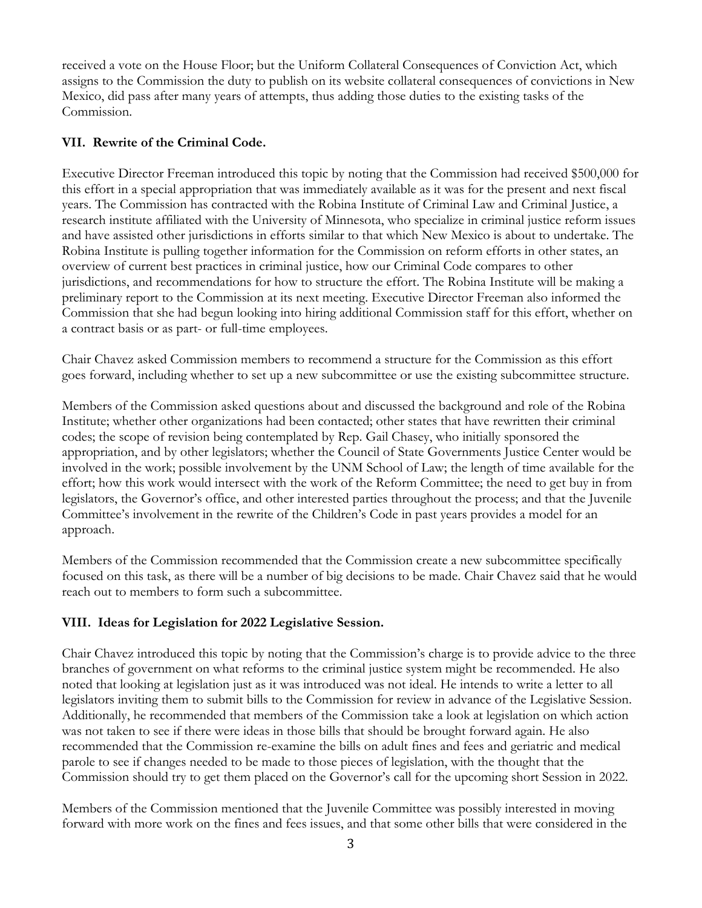received a vote on the House Floor; but the Uniform Collateral Consequences of Conviction Act, which assigns to the Commission the duty to publish on its website collateral consequences of convictions in New Mexico, did pass after many years of attempts, thus adding those duties to the existing tasks of the Commission.

## VII. Rewrite of the Criminal Code.

Executive Director Freeman introduced this topic by noting that the Commission had received $500,000 for this effort in a special appropriation that was immediately available as it was for the present and next fiscal years. The Commission has contracted with the Robina Institute of Criminal Law and Criminal Justice, a research institute affiliated with the University of Minnesota, who specialize in criminal justice reform issues and have assisted other jurisdictions in efforts similar to that which New Mexico is about to undertake. The Robina Institute is pulling together information for the Commission on reform efforts in other states, an overview of current best practices in criminal justice, how our Criminal Code compares to other jurisdictions, and recommendations for how to structure the effort. The Robina Institute will be making a preliminary report to the Commission at its next meeting. Executive Director Freeman also informed the Commission that she had begun looking into hiring additional Commission staff for this effort, whether on a contract basis or as part- or full-time employees.

Chair Chavez asked Commission members to recommend a structure for the Commission as this effort goes forward, including whether to set up a new subcommittee or use the existing subcommittee structure.

Members of the Commission asked questions about and discussed the background and role of the Robina Institute; whether other organizations had been contacted; other states that have rewritten their criminal codes; the scope of revision being contemplated by Rep. Gail Chasey, who initially sponsored the appropriation, and by other legislators; whether the Council of State Governments Justice Center would be involved in the work; possible involvement by the UNM School of Law; the length of time available for the effort; how this work would intersect with the work of the Reform Committee; the need to get buy in from legislators, the Governor's office, and other interested parties throughout the process; and that the Juvenile Committee's involvement in the rewrite of the Children's Code in past years provides a model for an approach.

Members of the Commission recommended that the Commission create a new subcommittee specifically focused on this task, as there will be a number of big decisions to be made. Chair Chavez said that he would reach out to members to form such a subcommittee.

## VIII. Ideas for Legislation for 2022 Legislative Session.

Chair Chavez introduced this topic by noting that the Commission's charge is to provide advice to the three branches of government on what reforms to the criminal justice system might be recommended. He also noted that looking at legislation just as it was introduced was not ideal. He intends to write a letter to all legislators inviting them to submit bills to the Commission for review in advance of the Legislative Session. Additionally, he recommended that members of the Commission take a look at legislation on which action was not taken to see if there were ideas in those bills that should be brought forward again. He also recommended that the Commission re-examine the bills on adult fines and fees and geriatric and medical parole to see if changes needed to be made to those pieces of legislation, with the thought that the Commission should try to get them placed on the Governor's call for the upcoming short Session in 2022.

Members of the Commission mentioned that the Juvenile Committee was possibly interested in moving forward with more work on the fines and fees issues, and that some other bills that were considered in the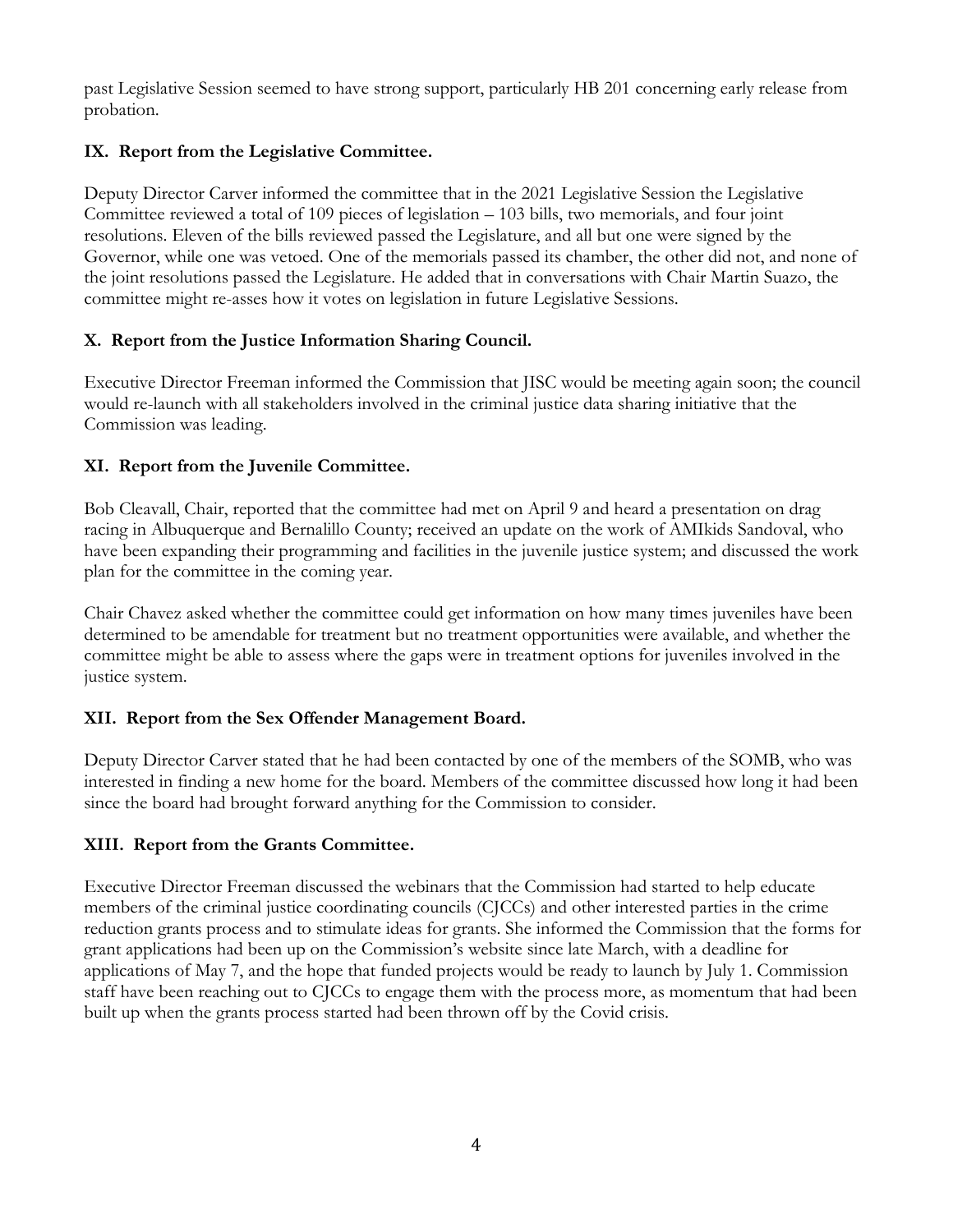past Legislative Session seemed to have strong support, particularly HB 201 concerning early release from probation.

## IX. Report from the Legislative Committee.

Deputy Director Carver informed the committee that in the 2021 Legislative Session the Legislative Committee reviewed a total of 109 pieces of legislation – 103 bills, two memorials, and four joint resolutions. Eleven of the bills reviewed passed the Legislature, and all but one were signed by the Governor, while one was vetoed. One of the memorials passed its chamber, the other did not, and none of the joint resolutions passed the Legislature. He added that in conversations with Chair Martin Suazo, the committee might re-asses how it votes on legislation in future Legislative Sessions.

## X. Report from the Justice Information Sharing Council.

Executive Director Freeman informed the Commission that JISC would be meeting again soon; the council would re-launch with all stakeholders involved in the criminal justice data sharing initiative that the Commission was leading.

## XI. Report from the Juvenile Committee.

Bob Cleavall, Chair, reported that the committee had met on April 9 and heard a presentation on drag racing in Albuquerque and Bernalillo County; received an update on the work of AMIkids Sandoval, who have been expanding their programming and facilities in the juvenile justice system; and discussed the work plan for the committee in the coming year.

Chair Chavez asked whether the committee could get information on how many times juveniles have been determined to be amendable for treatment but no treatment opportunities were available, and whether the committee might be able to assess where the gaps were in treatment options for juveniles involved in the justice system.

## XII. Report from the Sex Offender Management Board.

Deputy Director Carver stated that he had been contacted by one of the members of the SOMB, who was interested in finding a new home for the board. Members of the committee discussed how long it had been since the board had brought forward anything for the Commission to consider.

## XIII. Report from the Grants Committee.

Executive Director Freeman discussed the webinars that the Commission had started to help educate members of the criminal justice coordinating councils (CJCCs) and other interested parties in the crime reduction grants process and to stimulate ideas for grants. She informed the Commission that the forms for grant applications had been up on the Commission's website since late March, with a deadline for applications of May 7, and the hope that funded projects would be ready to launch by July 1. Commission staff have been reaching out to CJCCs to engage them with the process more, as momentum that had been built up when the grants process started had been thrown off by the Covid crisis.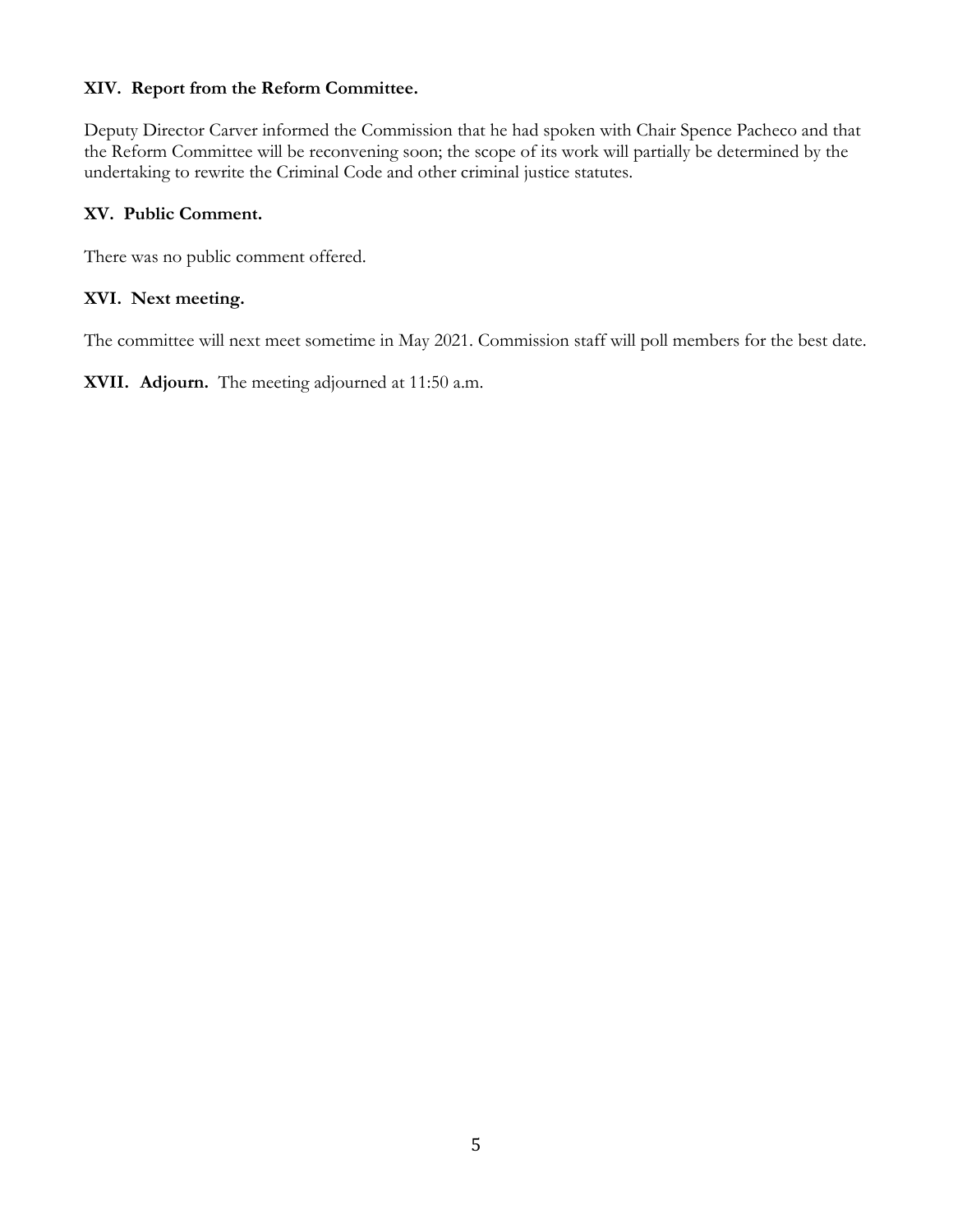**XIV. Report from the Reform Committee.**

Deputy Director Carver informed the Commission that he had spoken with Chair Spence Pacheco and that the Reform Committee will be reconvening soon; the scope of its work will partially be determined by the undertaking to rewrite the Criminal Code and other criminal justice statutes.

**XV. Public Comment.**

There was no public comment offered.

**XVI. Next meeting.**

The committee will next meet sometime in May 2021. Commission staff will poll members for the best date.

**XVII. Adjourn.** The meeting adjourned at 11:50 a.m.